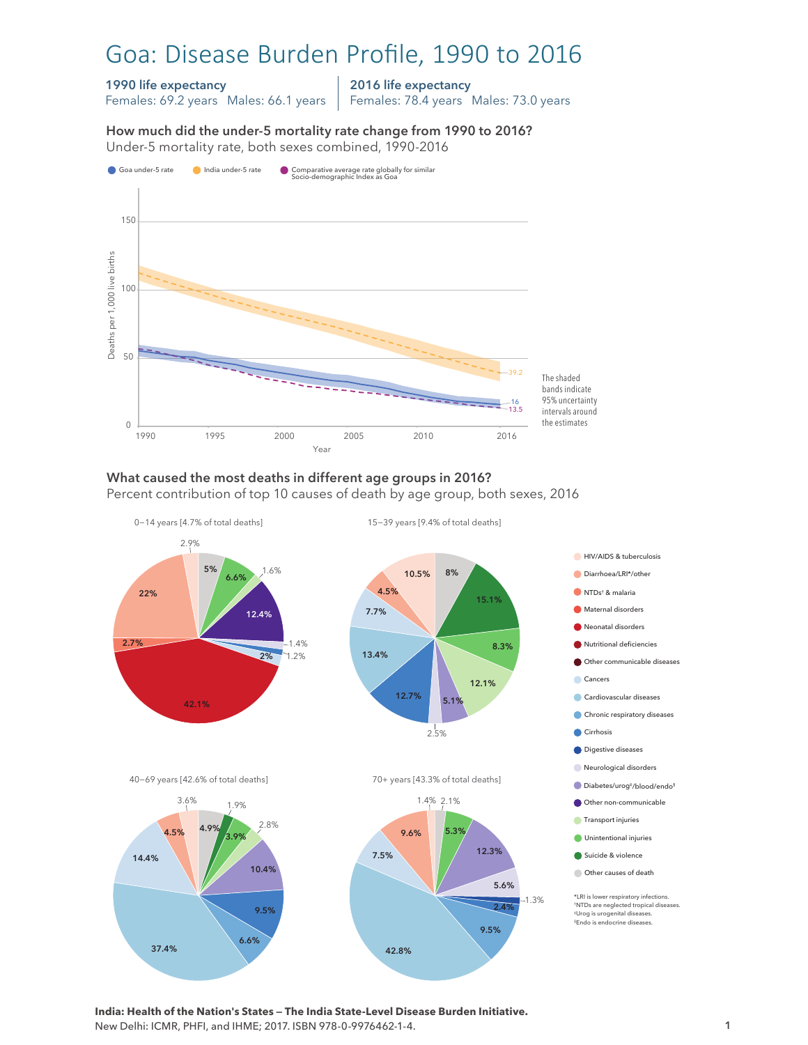# Goa: Disease Burden Profile, 1990 to 2016

**1990 life expectancy**
Females: 69.2 years Males: 66.1 years

**2016 life expectancy**
Females: 78.4 years Males: 73.0 years

**How much did the under-5 mortality rate change from 1990 to 2016?**
Under-5 mortality rate, both sexes combined, 1990-2016

Goa under-5 rate | India under-5 rate | Comparative average rate globally for similar Socio-demographic Index as Goa

Deaths per 1,000 live births; Year (1990–2016). 2016 values: India 39.2, Goa 16, comparative 13.5.

The shaded bands indicate 95% uncertainty intervals around the estimates

**What caused the most deaths in different age groups in 2016?**
Percent contribution of top 10 causes of death by age group, both sexes, 2016

0–14 years [4.7% of total deaths]: 42.1%, 22%, 12.4%, 6.6%, 5%, 2.9%, 2.7%, 2%, 1.6%, 1.4%, 1.2%

15–39 years [9.4% of total deaths]: 15.1%, 13.4%, 12.7%, 12.1%, 10.5%, 8.3%, 8%, 7.7%, 5.1%, 4.5%, 2.5%

40–69 years [42.6% of total deaths]: 37.4%, 14.4%, 10.4%, 9.5%, 6.6%, 4.9%, 4.5%, 3.9%, 3.6%, 2.8%, 1.9%

70+ years [43.3% of total deaths]: 42.8%, 12.3%, 9.6%, 9.5%, 7.5%, 5.6%, 5.3%, 2.4%, 2.1%, 1.4%, 1.3%

- HIV/AIDS & tuberculosis
- Diarrhoea/LRI*/other
- NTDs† & malaria
- Maternal disorders
- Neonatal disorders
- Nutritional deficiencies
- Other communicable diseases
- Cancers
- Cardiovascular diseases
- Chronic respiratory diseases
- Cirrhosis
- Digestive diseases
- Neurological disorders
- Diabetes/urog‡/blood/endo§
- Other non-communicable
- Transport injuries
- Unintentional injuries
- Suicide & violence
- Other causes of death

*LRI is lower respiratory infections.
†NTDs are neglected tropical diseases.
‡Urog is urogenital diseases.
§Endo is endocrine diseases.

**India: Health of the Nation's States — The India State-Level Disease Burden Initiative.**
New Delhi: ICMR, PHFI, and IHME; 2017. ISBN 978-0-9976462-1-4.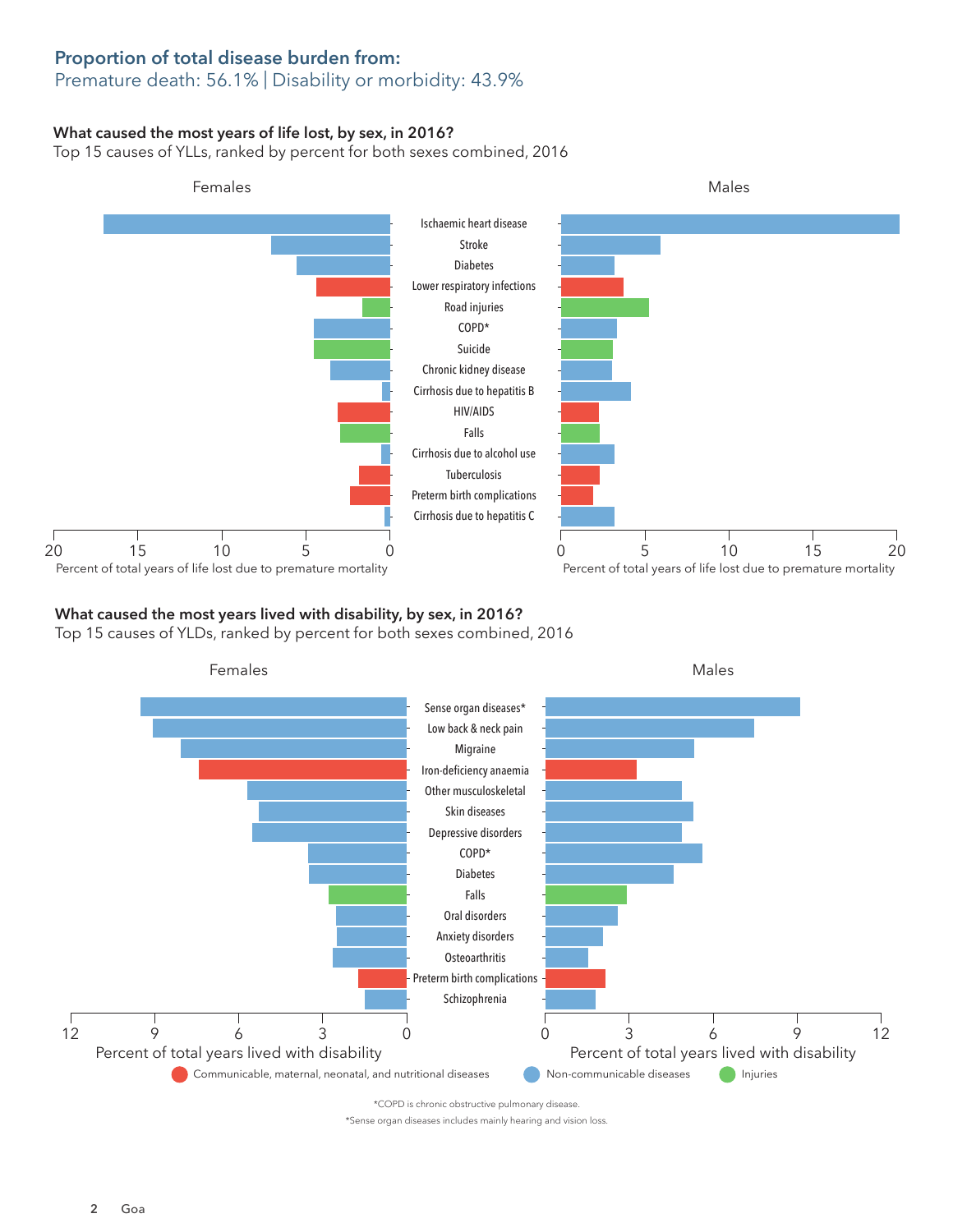## Proportion of total disease burden from:
Premature death: 56.1% | Disability or morbidity: 43.9%

### What caused the most years of life lost, by sex, in 2016?
Top 15 causes of YLLs, ranked by percent for both sexes combined, 2016

Females | Males

Ischaemic heart disease
Stroke
Diabetes
Lower respiratory infections
Road injuries
COPD*
Suicide
Chronic kidney disease
Cirrhosis due to hepatitis B
HIV/AIDS
Falls
Cirrhosis due to alcohol use
Tuberculosis
Preterm birth complications
Cirrhosis due to hepatitis C

20 15 10 5 0 — Percent of total years of life lost due to premature mortality
0 5 10 15 20 — Percent of total years of life lost due to premature mortality

### What caused the most years lived with disability, by sex, in 2016?
Top 15 causes of YLDs, ranked by percent for both sexes combined, 2016

Females | Males

Sense organ diseases*
Low back & neck pain
Migraine
Iron-deficiency anaemia
Other musculoskeletal
Skin diseases
Depressive disorders
COPD*
Diabetes
Falls
Oral disorders
Anxiety disorders
Osteoarthritis
Preterm birth complications
Schizophrenia

12 9 6 3 0 — Percent of total years lived with disability
0 3 6 9 12 — Percent of total years lived with disability

Communicable, maternal, neonatal, and nutritional diseases | Non-communicable diseases | Injuries

*COPD is chronic obstructive pulmonary disease.

*Sense organ diseases includes mainly hearing and vision loss.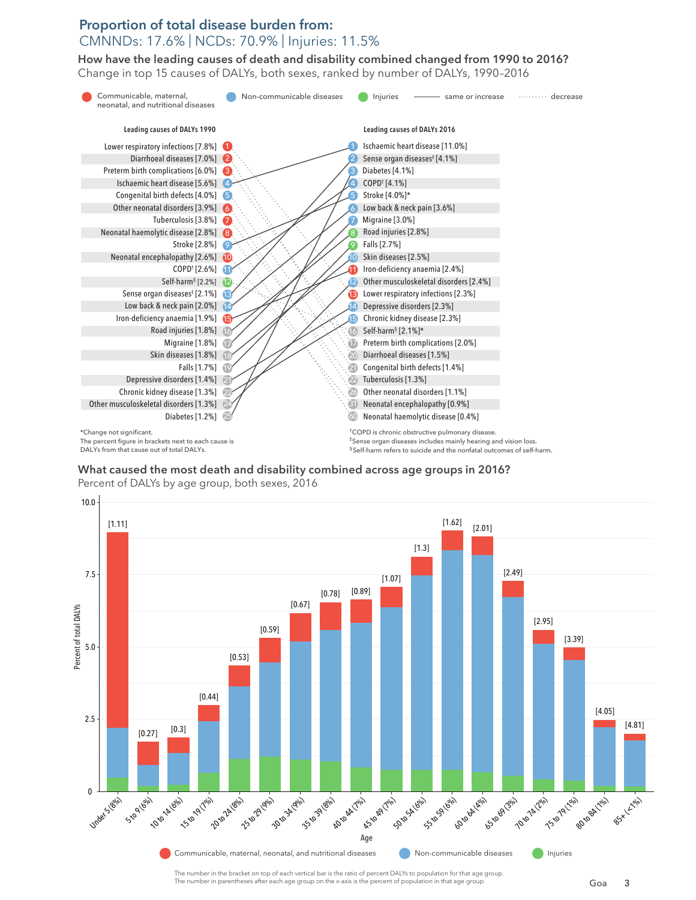## Proportion of total disease burden from:

CMNNDs: 17.6% | NCDs: 70.9% | Injuries: 11.5%

### How have the leading causes of death and disability combined changed from 1990 to 2016?

Change in top 15 causes of DALYs, both sexes, ranked by number of DALYs, 1990–2016

Legend: Communicable, maternal, neonatal, and nutritional diseases | Non-communicable diseases | Injuries | ——— same or increase | ········ decrease

| Leading causes of DALYs 1990 | Rank | Rank | Leading causes of DALYs 2016 |
|---|---|---|---|
| Lower respiratory infections [7.8%] | 1 | 1 | Ischaemic heart disease [11.0%] |
| Diarrhoeal diseases [7.0%] | 2 | 2 | Sense organ diseases‡ [4.1%] |
| Preterm birth complications [6.0%] | 3 | 3 | Diabetes [4.1%] |
| Ischaemic heart disease [5.6%] | 4 | 4 | COPD† [4.1%] |
| Congenital birth defects [4.0%] | 5 | 5 | Stroke [4.0%]* |
| Other neonatal disorders [3.9%] | 6 | 6 | Low back & neck pain [3.6%] |
| Tuberculosis [3.8%] | 7 | 7 | Migraine [3.0%] |
| Neonatal haemolytic disease [2.8%] | 8 | 8 | Road injuries [2.8%] |
| Stroke [2.8%] | 9 | 9 | Falls [2.7%] |
| Neonatal encephalopathy [2.6%] | 10 | 10 | Skin diseases [2.5%] |
| COPD† [2.6%] | 11 | 11 | Iron-deficiency anaemia [2.4%] |
| Self-harm§ [2.2%] | 12 | 12 | Other musculoskeletal disorders [2.4%] |
| Sense organ diseases‡ [2.1%] | 13 | 13 | Lower respiratory infections [2.3%] |
| Low back & neck pain [2.0%] | 14 | 14 | Depressive disorders [2.3%] |
| Iron-deficiency anaemia [1.9%] | 15 | 15 | Chronic kidney disease [2.3%] |
| Road injuries [1.8%] | 16 | 16 | Self-harm§ [2.1%]* |
| Migraine [1.8%] | 17 | 17 | Preterm birth complications [2.0%] |
| Skin diseases [1.8%] | 18 | 20 | Diarrhoeal diseases [1.5%] |
| Falls [1.7%] | 19 | 21 | Congenital birth defects [1.4%] |
| Depressive disorders [1.4%] | 21 | 22 | Tuberculosis [1.3%] |
| Chronic kidney disease [1.3%] | 22 | 26 | Other neonatal disorders [1.1%] |
| Other musculoskeletal disorders [1.3%] | 24 | 31 | Neonatal encephalopathy [0.9%] |
| Diabetes [1.2%] | 25 | 60 | Neonatal haemolytic disease [0.4%] |

*Change not significant.
The percent figure in brackets next to each cause is DALYs from that cause out of total DALYs.

†COPD is chronic obstructive pulmonary disease.
‡Sense organ diseases includes mainly hearing and vision loss.
§Self-harm refers to suicide and the nonfatal outcomes of self-harm.

### What caused the most death and disability combined across age groups in 2016?

Percent of DALYs by age group, both sexes, 2016

| Age | Ratio of percent DALYs to population |
|---|---|
| Under 5 (8%) | [1.11] |
| 5 to 9 (6%) | [0.27] |
| 10 to 14 (6%) | [0.3] |
| 15 to 19 (7%) | [0.44] |
| 20 to 24 (8%) | [0.53] |
| 25 to 29 (9%) | [0.59] |
| 30 to 34 (9%) | [0.67] |
| 35 to 39 (8%) | [0.78] |
| 40 to 44 (7%) | [0.89] |
| 45 to 49 (7%) | [1.07] |
| 50 to 54 (6%) | [1.3] |
| 55 to 59 (6%) | [1.62] |
| 60 to 64 (4%) | [2.01] |
| 65 to 69 (3%) | [2.49] |
| 70 to 74 (2%) | [2.95] |
| 75 to 79 (1%) | [3.39] |
| 80 to 84 (1%) | [4.05] |
| 85+ (<1%) | [4.81] |

Y-axis: Percent of total DALYs. X-axis: Age. Legend: Communicable, maternal, neonatal, and nutritional diseases | Non-communicable diseases | Injuries

The number in the bracket on top of each vertical bar is the ratio of percent DALYs to population for that age group.
The number in parentheses after each age group on the x-axis is the percent of population in that age group.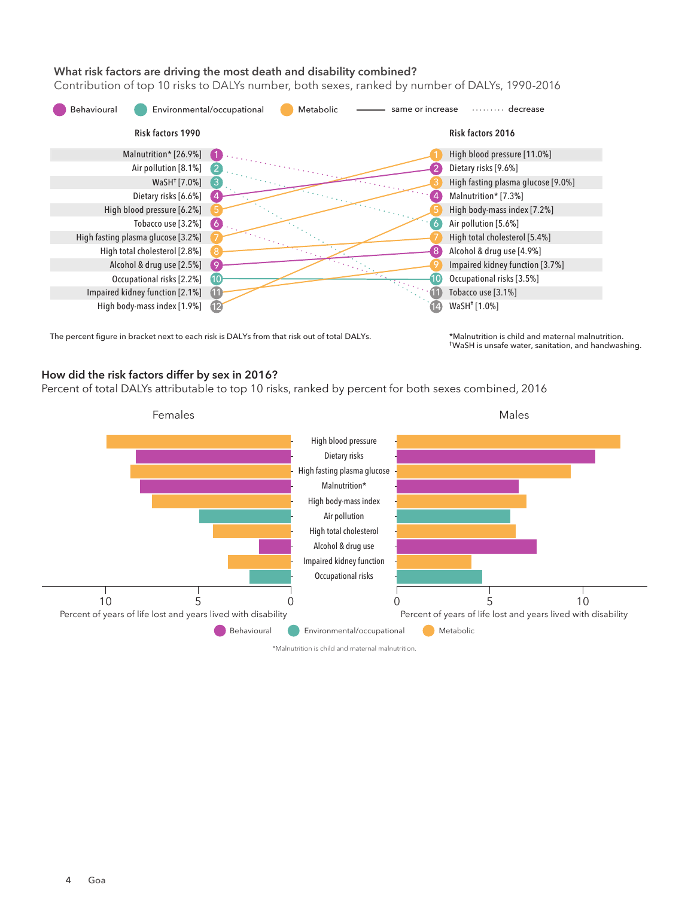### What risk factors are driving the most death and disability combined?

Contribution of top 10 risks to DALYs number, both sexes, ranked by number of DALYs, 1990-2016

Behavioural | Environmental/occupational | Metabolic | same or increase | decrease

Risk factors 1990

1 Malnutrition* [26.9%]
2 Air pollution [8.1%]
3 WaSH† [7.0%]
4 Dietary risks [6.6%]
5 High blood pressure [6.2%]
6 Tobacco use [3.2%]
7 High fasting plasma glucose [3.2%]
8 High total cholesterol [2.8%]
9 Alcohol & drug use [2.5%]
10 Occupational risks [2.2%]
11 Impaired kidney function [2.1%]
12 High body-mass index [1.9%]

Risk factors 2016

1 High blood pressure [11.0%]
2 Dietary risks [9.6%]
3 High fasting plasma glucose [9.0%]
4 Malnutrition* [7.3%]
5 High body-mass index [7.2%]
6 Air pollution [5.6%]
7 High total cholesterol [5.4%]
8 Alcohol & drug use [4.9%]
9 Impaired kidney function [3.7%]
10 Occupational risks [3.5%]
11 Tobacco use [3.1%]
14 WaSH† [1.0%]

The percent figure in bracket next to each risk is DALYs from that risk out of total DALYs.

*Malnutrition is child and maternal malnutrition.
†WaSH is unsafe water, sanitation, and handwashing.

### How did the risk factors differ by sex in 2016?

Percent of total DALYs attributable to top 10 risks, ranked by percent for both sexes combined, 2016

Females | Males

High blood pressure
Dietary risks
High fasting plasma glucose
Malnutrition*
High body-mass index
Air pollution
High total cholesterol
Alcohol & drug use
Impaired kidney function
Occupational risks

10 | 5 | 0 | 0 | 5 | 10

Percent of years of life lost and years lived with disability | Percent of years of life lost and years lived with disability

Behavioural | Environmental/occupational | Metabolic

*Malnutrition is child and maternal malnutrition.